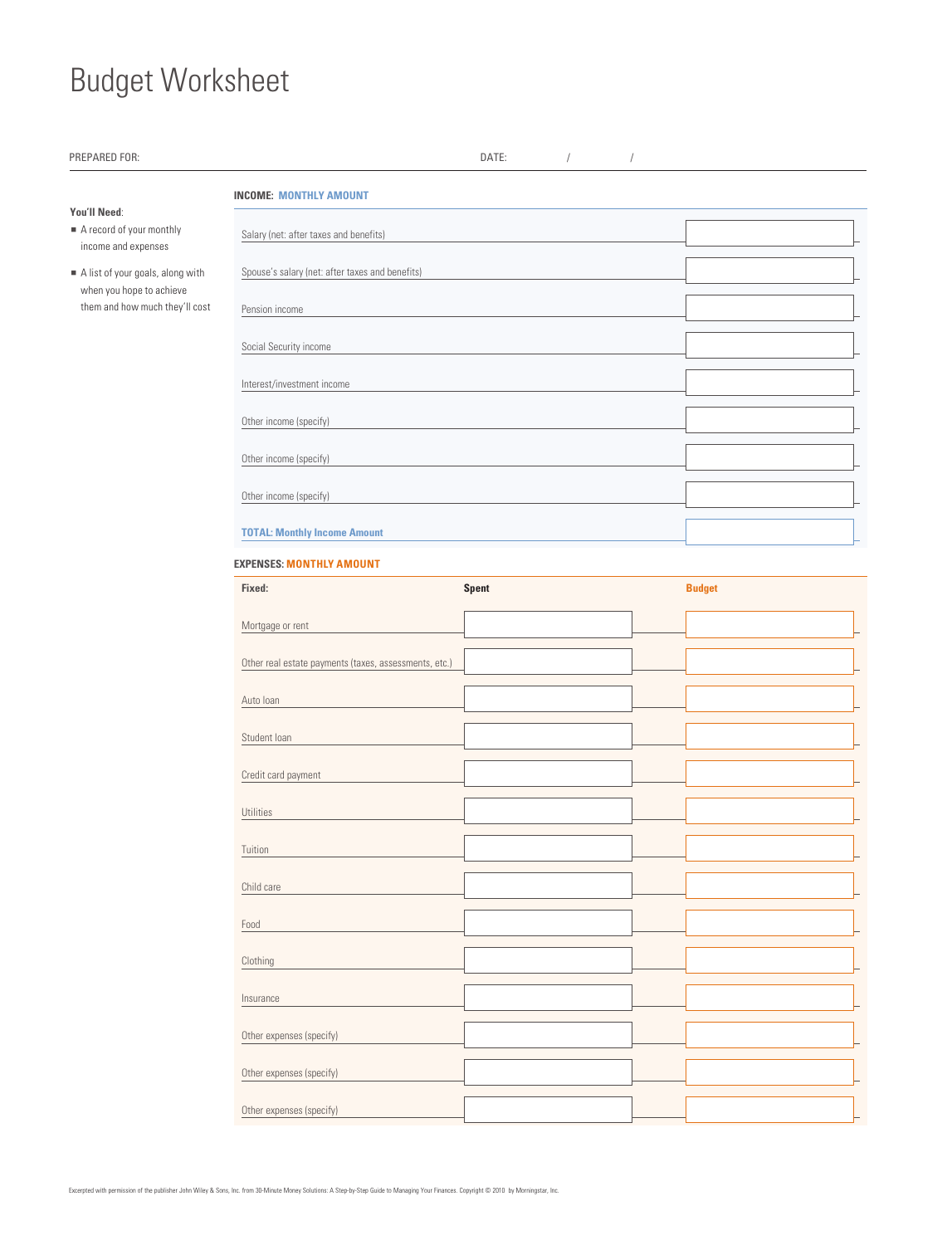# Budget Worksheet

PREPARED FOR: DATE: / /

**You'll Need**:

- A record of your monthly income and expenses
- A list of your goals, along with when you hope to achieve them and how much they'll cost

**INCOME: MONTHLY AMOUNT**

| | |
|---|---|
| Salary (net: after taxes and benefits) | |
| Spouse's salary (net: after taxes and benefits) | |
| Pension income | |
| Social Security income | |
| Interest/investment income | |
| Other income (specify) | |
| Other income (specify) | |
| Other income (specify) | |
| **TOTAL: Monthly Income Amount** | |

**EXPENSES: MONTHLY AMOUNT**

| Fixed: | Spent | Budget |
|---|---|---|
| Mortgage or rent | | |
| Other real estate payments (taxes, assessments, etc.) | | |
| Auto loan | | |
| Student loan | | |
| Credit card payment | | |
| Utilities | | |
| Tuition | | |
| Child care | | |
| Food | | |
| Clothing | | |
| Insurance | | |
| Other expenses (specify) | | |
| Other expenses (specify) | | |
| Other expenses (specify) | | |

Excerpted with permission of the publisher John Wiley & Sons, Inc. from 30-Minute Money Solutions: A Step-by-Step Guide to Managing Your Finances. Copyright © 2010 by Morningstar, Inc.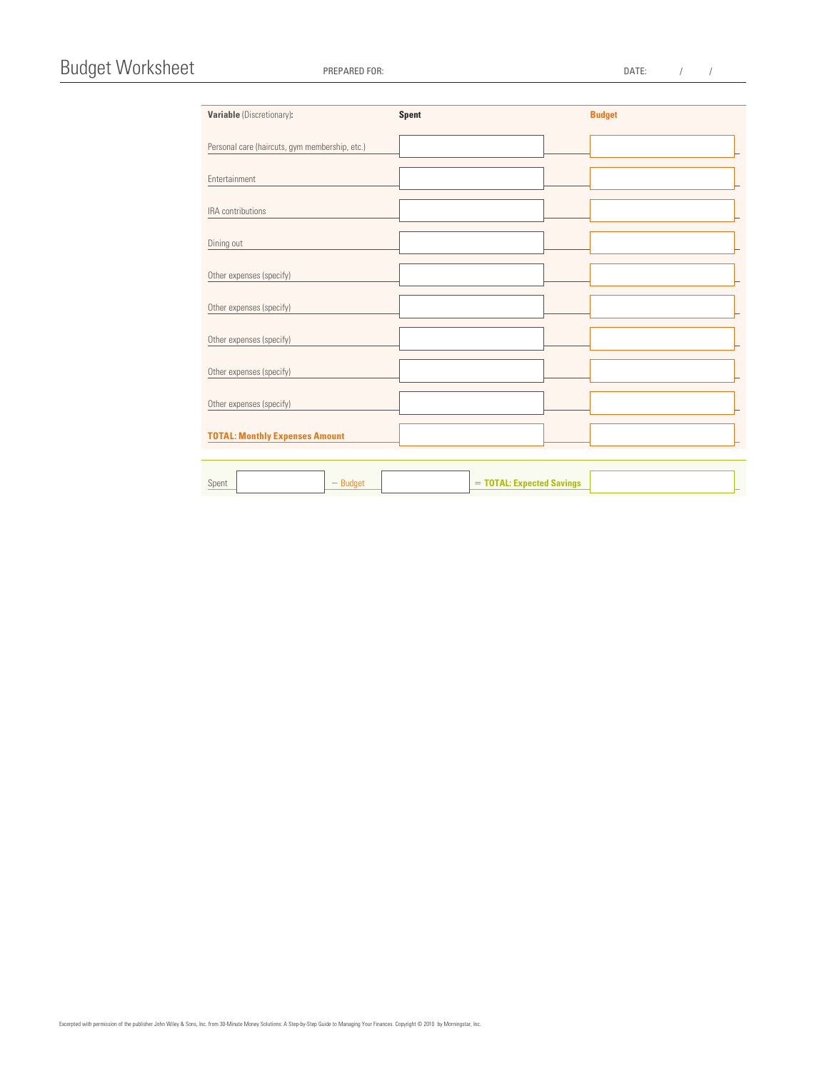# Budget Worksheet

PREPARED FOR:

DATE: / /

| Variable (Discretionary): | Spent | Budget |
|---|---|---|
| Personal care (haircuts, gym membership, etc.) | | |
| Entertainment | | |
| IRA contributions | | |
| Dining out | | |
| Other expenses (specify) | | |
| Other expenses (specify) | | |
| Other expenses (specify) | | |
| Other expenses (specify) | | |
| Other expenses (specify) | | |
| **TOTAL: Monthly Expenses Amount** | | |

Spent ______ − Budget ______ = **TOTAL: Expected Savings** ______

Excerpted with permission of the publisher John Wiley & Sons, Inc. from 30-Minute Money Solutions: A Step-by-Step Guide to Managing Your Finances. Copyright © 2010 by Morningstar, Inc.